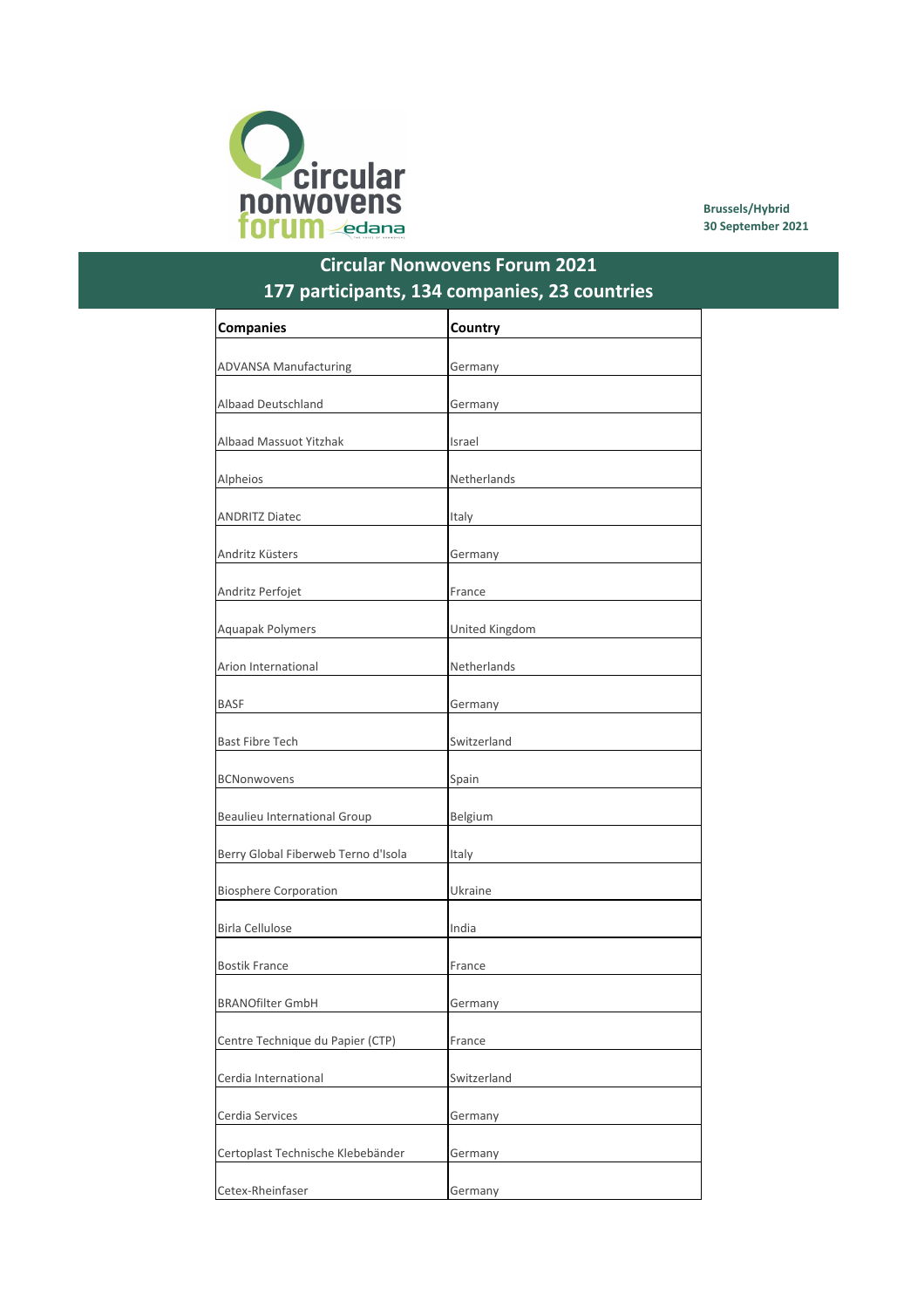circular nonwovens forum edana

Brussels/Hybrid
30 September 2021

# Circular Nonwovens Forum 2021
## 177 participants, 134 companies, 23 countries

| Companies | Country |
|---|---|
| ADVANSA Manufacturing | Germany |
| Albaad Deutschland | Germany |
| Albaad Massuot Yitzhak | Israel |
| Alpheios | Netherlands |
| ANDRITZ Diatec | Italy |
| Andritz Küsters | Germany |
| Andritz Perfojet | France |
| Aquapak Polymers | United Kingdom |
| Arion International | Netherlands |
| BASF | Germany |
| Bast Fibre Tech | Switzerland |
| BCNonwovens | Spain |
| Beaulieu International Group | Belgium |
| Berry Global Fiberweb Terno d'Isola | Italy |
| Biosphere Corporation | Ukraine |
| Birla Cellulose | India |
| Bostik France | France |
| BRANOfilter GmbH | Germany |
| Centre Technique du Papier (CTP) | France |
| Cerdia International | Switzerland |
| Cerdia Services | Germany |
| Certoplast Technische Klebebänder | Germany |
| Cetex-Rheinfaser | Germany |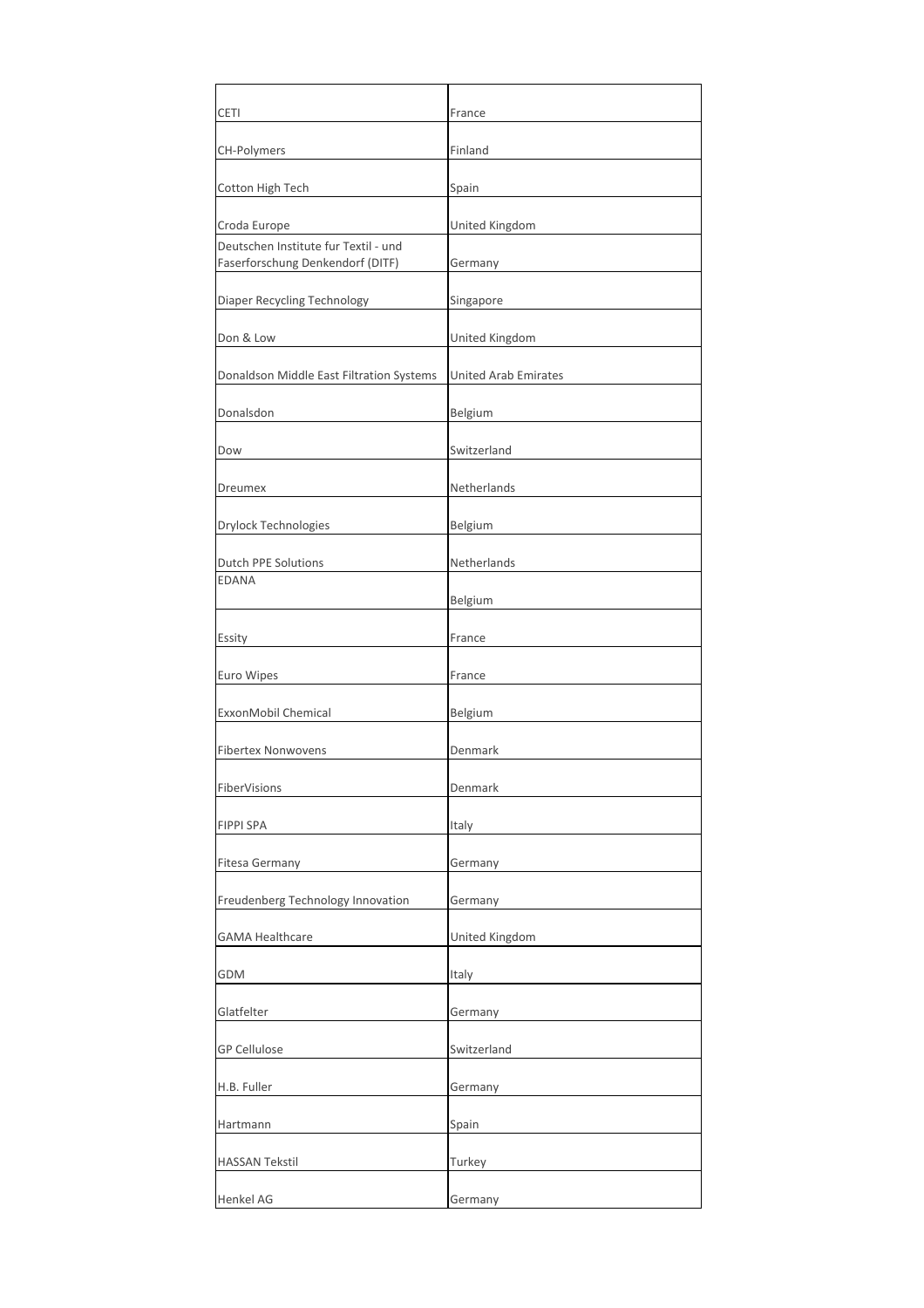| | |
|---|---|
| CETI | France |
| CH-Polymers | Finland |
| Cotton High Tech | Spain |
| Croda Europe | United Kingdom |
| Deutschen Institute fur Textil - und Faserforschung Denkendorf (DITF) | Germany |
| Diaper Recycling Technology | Singapore |
| Don & Low | United Kingdom |
| Donaldson Middle East Filtration Systems | United Arab Emirates |
| Donalsdon | Belgium |
| Dow | Switzerland |
| Dreumex | Netherlands |
| Drylock Technologies | Belgium |
| Dutch PPE Solutions | Netherlands |
| EDANA | Belgium |
| Essity | France |
| Euro Wipes | France |
| ExxonMobil Chemical | Belgium |
| Fibertex Nonwovens | Denmark |
| FiberVisions | Denmark |
| FIPPI SPA | Italy |
| Fitesa Germany | Germany |
| Freudenberg Technology Innovation | Germany |
| GAMA Healthcare | United Kingdom |
| GDM | Italy |
| Glatfelter | Germany |
| GP Cellulose | Switzerland |
| H.B. Fuller | Germany |
| Hartmann | Spain |
| HASSAN Tekstil | Turkey |
| Henkel AG | Germany |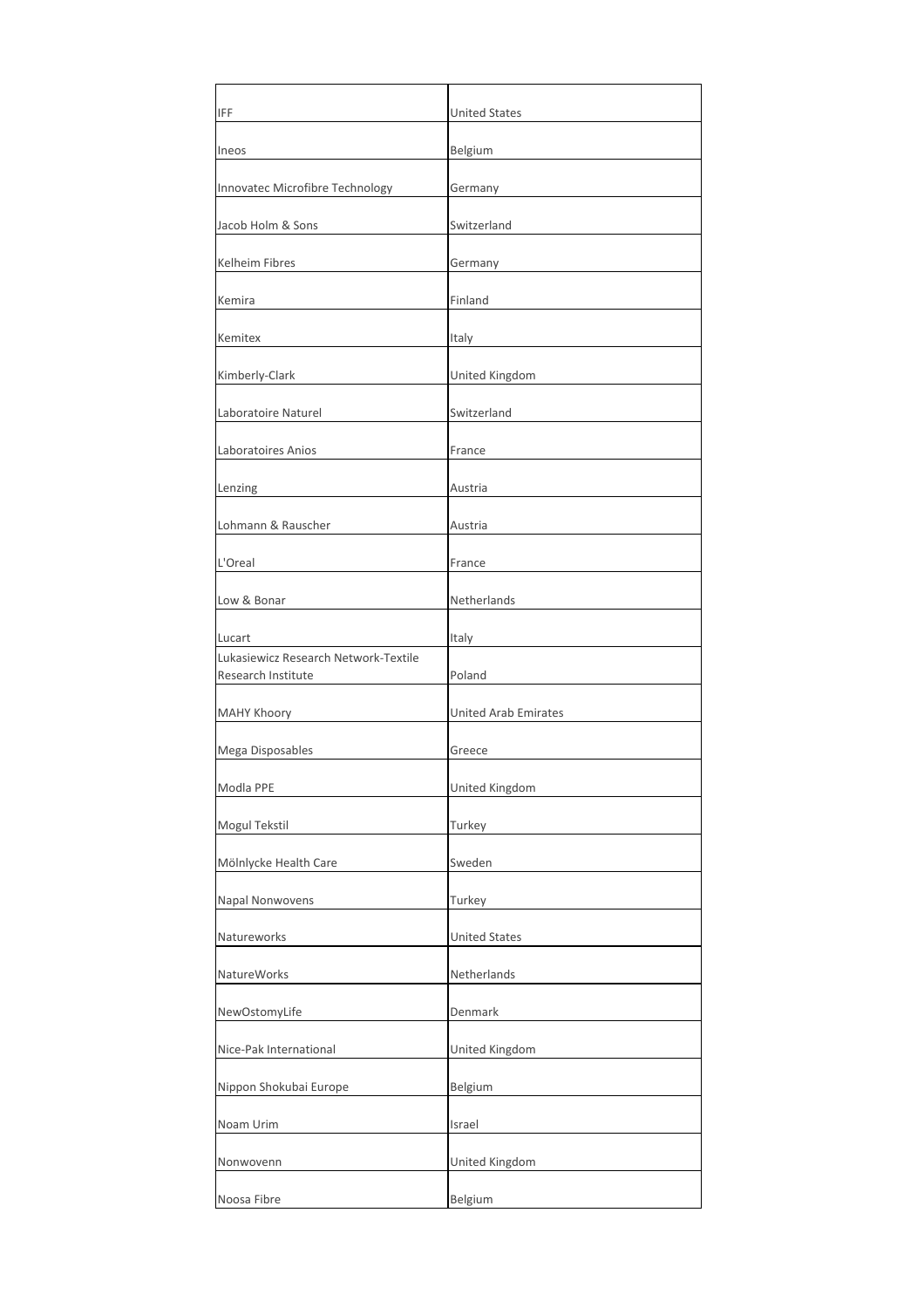| | |
|---|---|
| IFF | United States |
| Ineos | Belgium |
| Innovatec Microfibre Technology | Germany |
| Jacob Holm & Sons | Switzerland |
| Kelheim Fibres | Germany |
| Kemira | Finland |
| Kemitex | Italy |
| Kimberly-Clark | United Kingdom |
| Laboratoire Naturel | Switzerland |
| Laboratoires Anios | France |
| Lenzing | Austria |
| Lohmann & Rauscher | Austria |
| L'Oreal | France |
| Low & Bonar | Netherlands |
| Lucart | Italy |
| Lukasiewicz Research Network-Textile Research Institute | Poland |
| MAHY Khoory | United Arab Emirates |
| Mega Disposables | Greece |
| Modla PPE | United Kingdom |
| Mogul Tekstil | Turkey |
| Mölnlycke Health Care | Sweden |
| Napal Nonwovens | Turkey |
| Natureworks | United States |
| NatureWorks | Netherlands |
| NewOstomyLife | Denmark |
| Nice-Pak International | United Kingdom |
| Nippon Shokubai Europe | Belgium |
| Noam Urim | Israel |
| Nonwovenn | United Kingdom |
| Noosa Fibre | Belgium |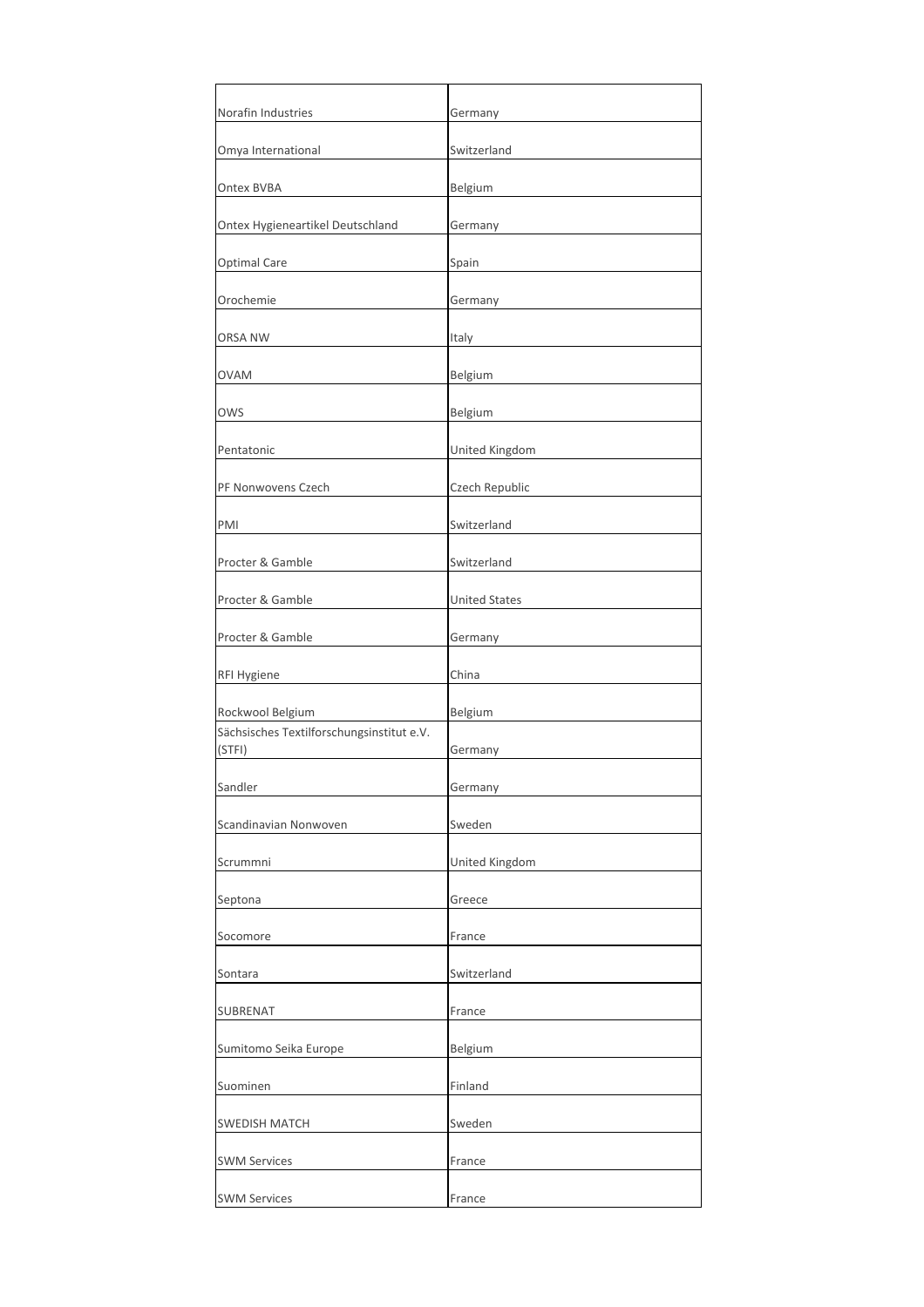| | |
|---|---|
| Norafin Industries | Germany |
| Omya International | Switzerland |
| Ontex BVBA | Belgium |
| Ontex Hygieneartikel Deutschland | Germany |
| Optimal Care | Spain |
| Orochemie | Germany |
| ORSA NW | Italy |
| OVAM | Belgium |
| OWS | Belgium |
| Pentatonic | United Kingdom |
| PF Nonwovens Czech | Czech Republic |
| PMI | Switzerland |
| Procter & Gamble | Switzerland |
| Procter & Gamble | United States |
| Procter & Gamble | Germany |
| RFI Hygiene | China |
| Rockwool Belgium | Belgium |
| Sächsisches Textilforschungsinstitut e.V. (STFI) | Germany |
| Sandler | Germany |
| Scandinavian Nonwoven | Sweden |
| Scrummni | United Kingdom |
| Septona | Greece |
| Socomore | France |
| Sontara | Switzerland |
| SUBRENAT | France |
| Sumitomo Seika Europe | Belgium |
| Suominen | Finland |
| SWEDISH MATCH | Sweden |
| SWM Services | France |
| SWM Services | France |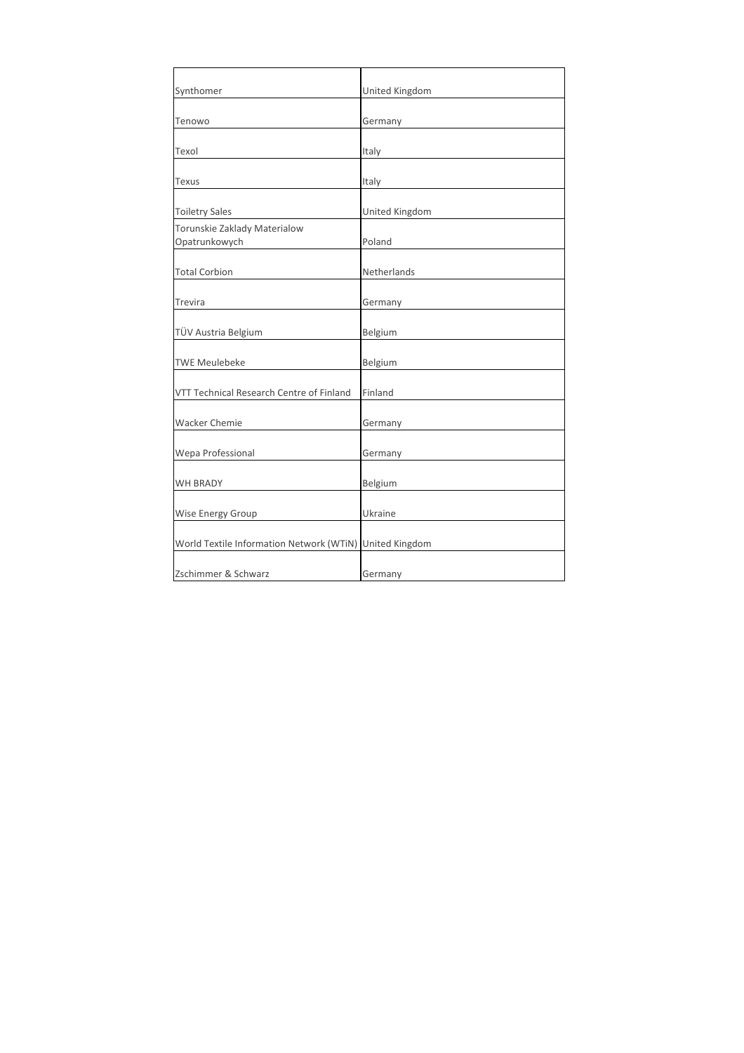| | |
|---|---|
| Synthomer | United Kingdom |
| Tenowo | Germany |
| Texol | Italy |
| Texus | Italy |
| Toiletry Sales | United Kingdom |
| Torunskie Zaklady Materialow Opatrunkowych | Poland |
| Total Corbion | Netherlands |
| Trevira | Germany |
| TÜV Austria Belgium | Belgium |
| TWE Meulebeke | Belgium |
| VTT Technical Research Centre of Finland | Finland |
| Wacker Chemie | Germany |
| Wepa Professional | Germany |
| WH BRADY | Belgium |
| Wise Energy Group | Ukraine |
| World Textile Information Network (WTiN) | United Kingdom |
| Zschimmer & Schwarz | Germany |